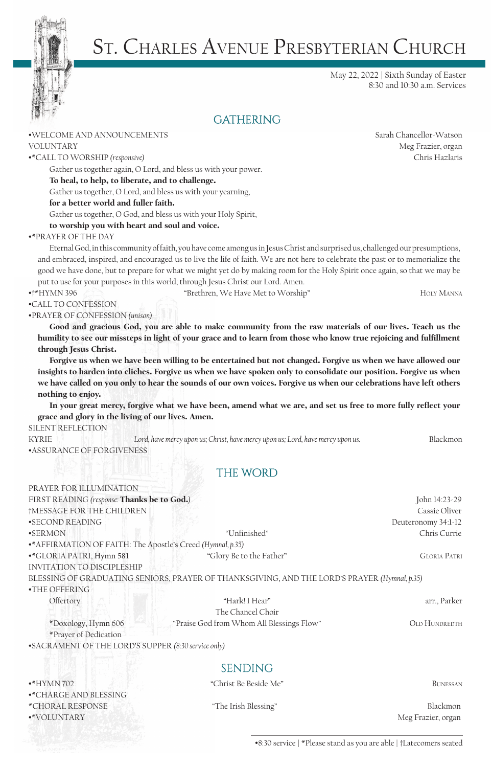# St. Charles Avenue Presbyterian Church

May 22, 2022 | Sixth Sunday of Easter
8:30 and 10:30 a.m. Services

## GATHERING

•WELCOME AND ANNOUNCEMENTS — Sarah Chancellor-Watson

VOLUNTARY — Meg Frazier, organ

•*CALL TO WORSHIP *(responsive)* — Chris Hazlaris

Gather us together again, O Lord, and bless us with your power.
**To heal, to help, to liberate, and to challenge.**
Gather us together, O Lord, and bless us with your yearning,
**for a better world and fuller faith.**
Gather us together, O God, and bless us with your Holy Spirit,
**to worship you with heart and soul and voice.**

•*PRAYER OF THE DAY

Eternal God, in this community of faith, you have come among us in Jesus Christ and surprised us, challenged our presumptions, and embraced, inspired, and encouraged us to live the life of faith. We are not here to celebrate the past or to memorialize the good we have done, but to prepare for what we might yet do by making room for the Holy Spirit once again, so that we may be put to use for your purposes in this world; through Jesus Christ our Lord. Amen.

•†*HYMN 396 — "Brethren, We Have Met to Worship" — Holy Manna

•CALL TO CONFESSION

•PRAYER OF CONFESSION *(unison)*

**Good and gracious God, you are able to make community from the raw materials of our lives. Teach us the humility to see our missteps in light of your grace and to learn from those who know true rejoicing and fulfillment through Jesus Christ.**

**Forgive us when we have been willing to be entertained but not changed. Forgive us when we have allowed our insights to harden into cliches. Forgive us when we have spoken only to consolidate our position. Forgive us when we have called on you only to hear the sounds of our own voices. Forgive us when our celebrations have left others nothing to enjoy.**

**In your great mercy, forgive what we have been, amend what we are, and set us free to more fully reflect your grace and glory in the living of our lives. Amen.**

SILENT REFLECTION

KYRIE — *Lord, have mercy upon us; Christ, have mercy upon us; Lord, have mercy upon us.* — Blackmon

•ASSURANCE OF FORGIVENESS

## THE WORD

PRAYER FOR ILLUMINATION

FIRST READING *(response: **Thanks be to God.**)* — John 14:23-29

†MESSAGE FOR THE CHILDREN — Cassie Oliver

•SECOND READING — Deuteronomy 34:1-12

•SERMON — "Unfinished" — Chris Currie

•*AFFIRMATION OF FAITH: The Apostle's Creed *(Hymnal, p.35)*

•*GLORIA PATRI, Hymn 581 — "Glory Be to the Father" — Gloria Patri

INVITATION TO DISCIPLESHIP

BLESSING OF GRADUATING SENIORS, PRAYER OF THANKSGIVING, AND THE LORD'S PRAYER *(Hymnal, p.35)*

•THE OFFERING

Offertory — "Hark! I Hear" — arr., Parker
The Chancel Choir

*Doxology, Hymn 606 — "Praise God from Whom All Blessings Flow" — Old Hundredth

*Prayer of Dedication

•SACRAMENT OF THE LORD'S SUPPER *(8:30 service only)*

## SENDING

•*HYMN 702 — "Christ Be Beside Me" — Bunessan

•*CHARGE AND BLESSING

*CHORAL RESPONSE — "The Irish Blessing" — Blackmon

•*VOLUNTARY — Meg Frazier, organ

•8:30 service | *Please stand as you are able | †Latecomers seated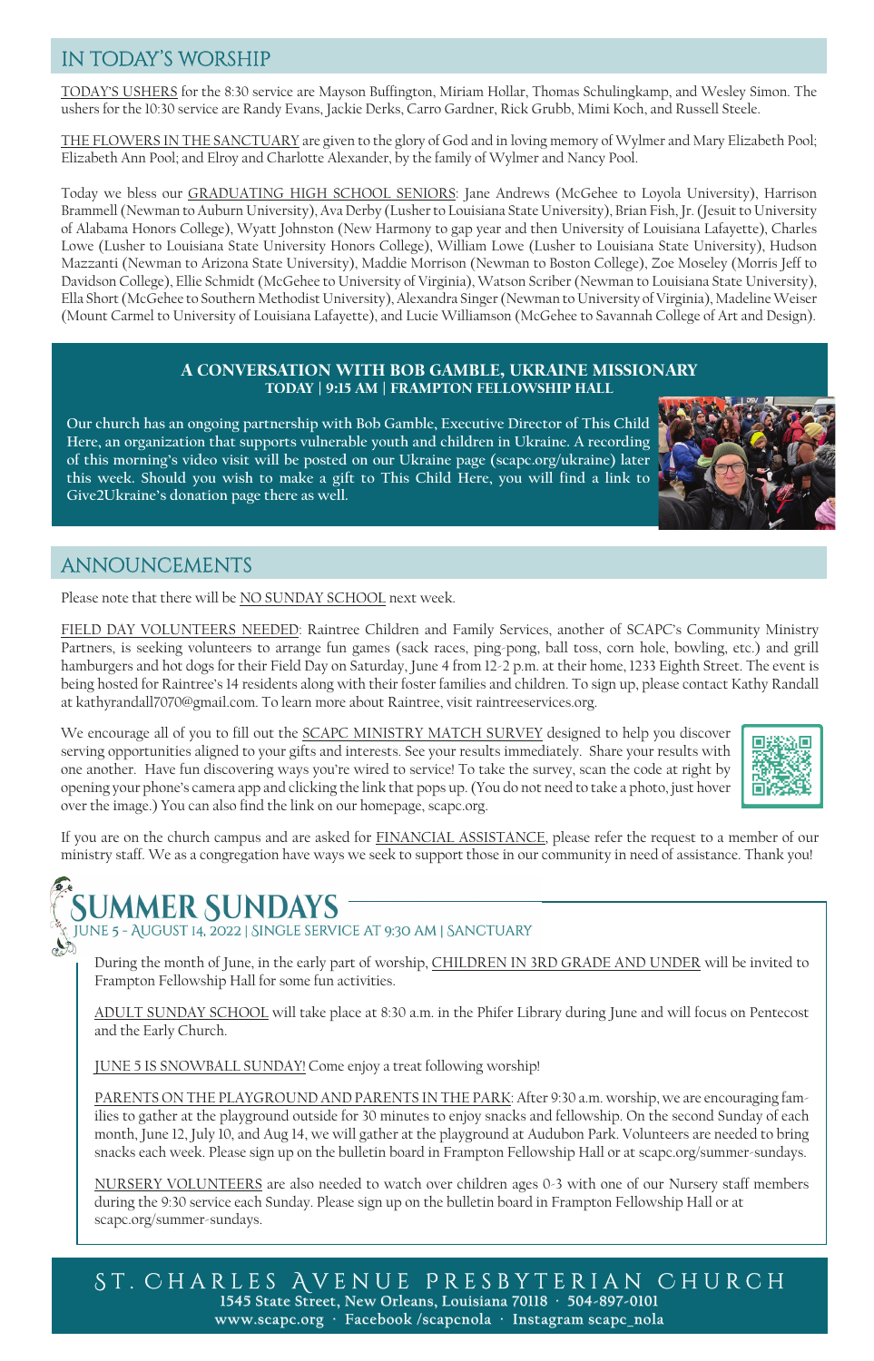## IN TODAY'S WORSHIP

TODAY'S USHERS for the 8:30 service are Mayson Buffington, Miriam Hollar, Thomas Schulingkamp, and Wesley Simon. The ushers for the 10:30 service are Randy Evans, Jackie Derks, Carro Gardner, Rick Grubb, Mimi Koch, and Russell Steele.

THE FLOWERS IN THE SANCTUARY are given to the glory of God and in loving memory of Wylmer and Mary Elizabeth Pool; Elizabeth Ann Pool; and Elroy and Charlotte Alexander, by the family of Wylmer and Nancy Pool.

Today we bless our GRADUATING HIGH SCHOOL SENIORS: Jane Andrews (McGehee to Loyola University), Harrison Brammell (Newman to Auburn University), Ava Derby (Lusher to Louisiana State University), Brian Fish, Jr. (Jesuit to University of Alabama Honors College), Wyatt Johnston (New Harmony to gap year and then University of Louisiana Lafayette), Charles Lowe (Lusher to Louisiana State University Honors College), William Lowe (Lusher to Louisiana State University), Hudson Mazzanti (Newman to Arizona State University), Maddie Morrison (Newman to Boston College), Zoe Moseley (Morris Jeff to Davidson College), Ellie Schmidt (McGehee to University of Virginia), Watson Scriber (Newman to Louisiana State University), Ella Short (McGehee to Southern Methodist University), Alexandra Singer (Newman to University of Virginia), Madeline Weiser (Mount Carmel to University of Louisiana Lafayette), and Lucie Williamson (McGehee to Savannah College of Art and Design).

### A CONVERSATION WITH BOB GAMBLE, UKRAINE MISSIONARY

**TODAY | 9:15 AM | FRAMPTON FELLOWSHIP HALL**

**Our church has an ongoing partnership with Bob Gamble, Executive Director of This Child Here, an organization that supports vulnerable youth and children in Ukraine. A recording of this morning's video visit will be posted on our Ukraine page (scapc.org/ukraine) later this week. Should you wish to make a gift to This Child Here, you will find a link to Give2Ukraine's donation page there as well.**

## ANNOUNCEMENTS

Please note that there will be NO SUNDAY SCHOOL next week.

FIELD DAY VOLUNTEERS NEEDED: Raintree Children and Family Services, another of SCAPC's Community Ministry Partners, is seeking volunteers to arrange fun games (sack races, ping-pong, ball toss, corn hole, bowling, etc.) and grill hamburgers and hot dogs for their Field Day on Saturday, June 4 from 12-2 p.m. at their home, 1233 Eighth Street. The event is being hosted for Raintree's 14 residents along with their foster families and children. To sign up, please contact Kathy Randall at kathyrandall7070@gmail.com. To learn more about Raintree, visit raintreeservices.org.

We encourage all of you to fill out the SCAPC MINISTRY MATCH SURVEY designed to help you discover serving opportunities aligned to your gifts and interests. See your results immediately. Share your results with one another. Have fun discovering ways you're wired to service! To take the survey, scan the code at right by opening your phone's camera app and clicking the link that pops up. (You do not need to take a photo, just hover over the image.) You can also find the link on our homepage, scapc.org.

If you are on the church campus and are asked for FINANCIAL ASSISTANCE, please refer the request to a member of our ministry staff. We as a congregation have ways we seek to support those in our community in need of assistance. Thank you!

## SUMMER SUNDAYS

JUNE 5 - AUGUST 14, 2022 | SINGLE SERVICE AT 9:30 AM | SANCTUARY

During the month of June, in the early part of worship, CHILDREN IN 3RD GRADE AND UNDER will be invited to Frampton Fellowship Hall for some fun activities.

ADULT SUNDAY SCHOOL will take place at 8:30 a.m. in the Phifer Library during June and will focus on Pentecost and the Early Church.

JUNE 5 IS SNOWBALL SUNDAY! Come enjoy a treat following worship!

PARENTS ON THE PLAYGROUND AND PARENTS IN THE PARK: After 9:30 a.m. worship, we are encouraging families to gather at the playground outside for 30 minutes to enjoy snacks and fellowship. On the second Sunday of each month, June 12, July 10, and Aug 14, we will gather at the playground at Audubon Park. Volunteers are needed to bring snacks each week. Please sign up on the bulletin board in Frampton Fellowship Hall or at scapc.org/summer-sundays.

NURSERY VOLUNTEERS are also needed to watch over children ages 0-3 with one of our Nursery staff members during the 9:30 service each Sunday. Please sign up on the bulletin board in Frampton Fellowship Hall or at scapc.org/summer-sundays.

**ST. CHARLES AVENUE PRESBYTERIAN CHURCH**

**1545 State Street, New Orleans, Louisiana 70118 · 504-897-0101**

**www.scapc.org · Facebook /scapcnola · Instagram scapc_nola**